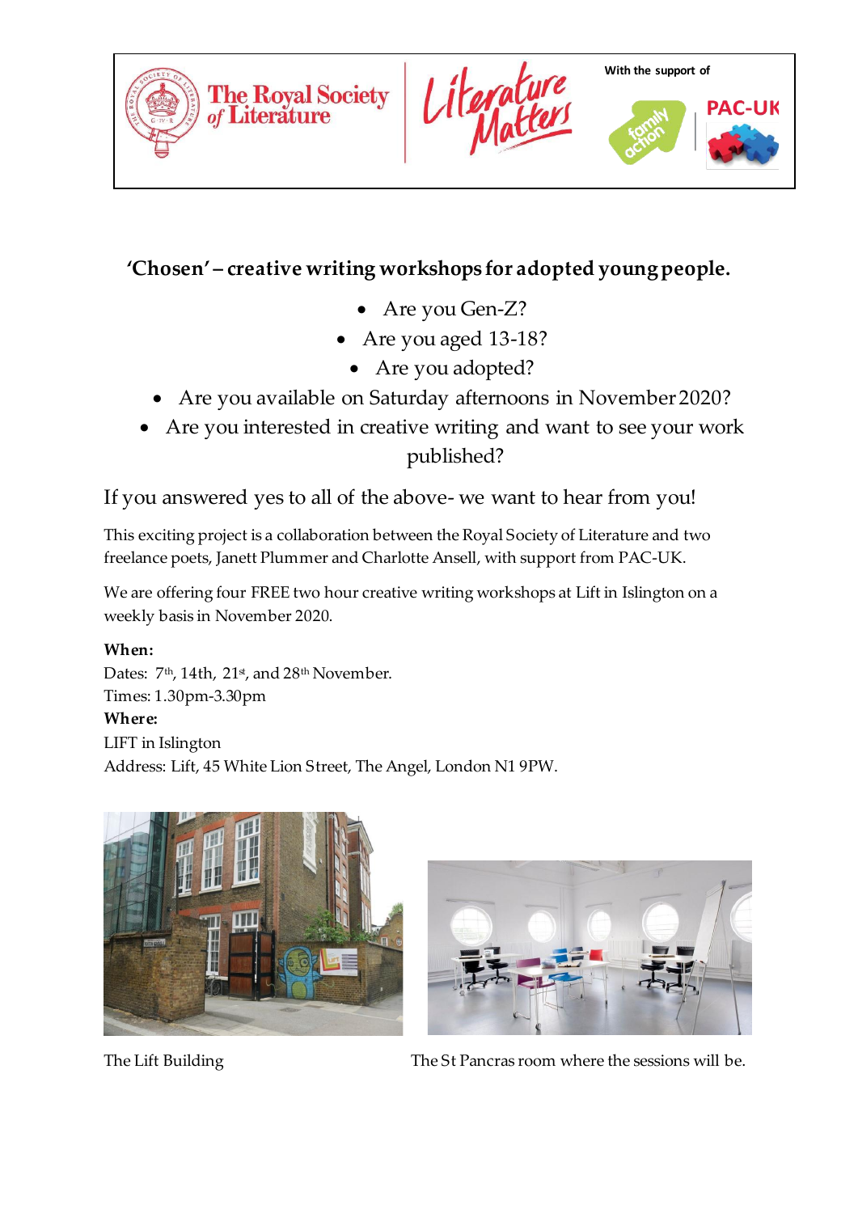The Royal Society of Literature | Literature Matters | With the support of family action | PAC-UK

## 'Chosen' – creative writing workshops for adopted young people.

- Are you Gen-Z?
- Are you aged 13-18?
- Are you adopted?
- Are you available on Saturday afternoons in November 2020?
- Are you interested in creative writing and want to see your work published?

If you answered yes to all of the above- we want to hear from you!

This exciting project is a collaboration between the Royal Society of Literature and two freelance poets, Janett Plummer and Charlotte Ansell, with support from PAC-UK.

We are offering four FREE two hour creative writing workshops at Lift in Islington on a weekly basis in November 2020.

**When:**
Dates: 7th, 14th, 21st, and 28th November.
Times: 1.30pm-3.30pm
**Where:**
LIFT in Islington
Address: Lift, 45 White Lion Street, The Angel, London N1 9PW.

The Lift Building

The St Pancras room where the sessions will be.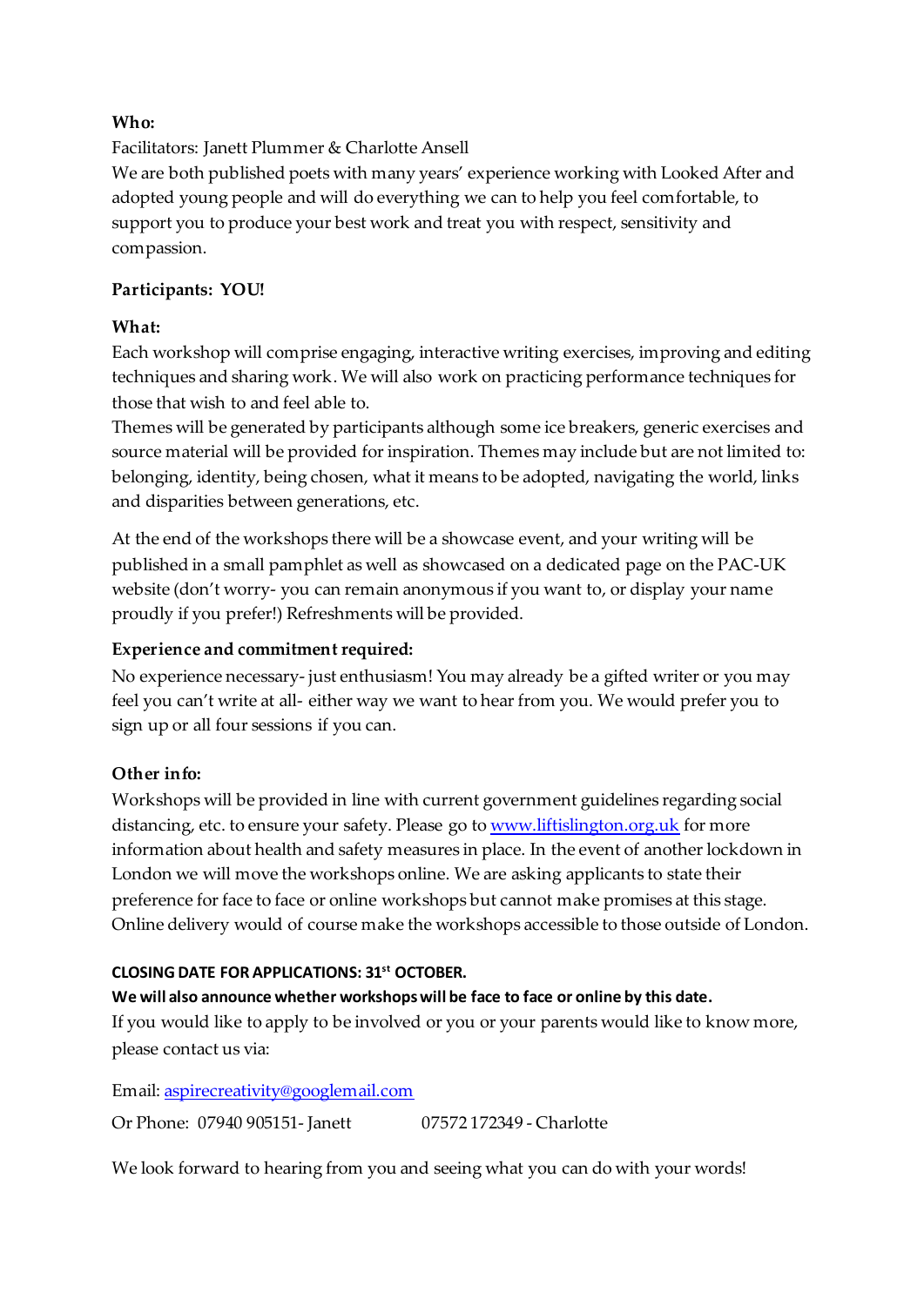**Who:**

Facilitators: Janett Plummer & Charlotte Ansell

We are both published poets with many years' experience working with Looked After and adopted young people and will do everything we can to help you feel comfortable, to support you to produce your best work and treat you with respect, sensitivity and compassion.

**Participants: YOU!**

**What:**

Each workshop will comprise engaging, interactive writing exercises, improving and editing techniques and sharing work. We will also work on practicing performance techniques for those that wish to and feel able to.

Themes will be generated by participants although some ice breakers, generic exercises and source material will be provided for inspiration. Themes may include but are not limited to: belonging, identity, being chosen, what it means to be adopted, navigating the world, links and disparities between generations, etc.

At the end of the workshops there will be a showcase event, and your writing will be published in a small pamphlet as well as showcased on a dedicated page on the PAC-UK website (don't worry- you can remain anonymous if you want to, or display your name proudly if you prefer!) Refreshments will be provided.

**Experience and commitment required:**

No experience necessary- just enthusiasm! You may already be a gifted writer or you may feel you can't write at all- either way we want to hear from you. We would prefer you to sign up or all four sessions if you can.

**Other info:**

Workshops will be provided in line with current government guidelines regarding social distancing, etc. to ensure your safety. Please go to [www.liftislington.org.uk](http://www.liftislington.org.uk) for more information about health and safety measures in place. In the event of another lockdown in London we will move the workshops online. We are asking applicants to state their preference for face to face or online workshops but cannot make promises at this stage. Online delivery would of course make the workshops accessible to those outside of London.

**CLOSING DATE FOR APPLICATIONS: 31st OCTOBER.**

**We will also announce whether workshops will be face to face or online by this date.**

If you would like to apply to be involved or you or your parents would like to know more, please contact us via:

Email: [aspirecreativity@googlemail.com](mailto:aspirecreativity@googlemail.com)

Or Phone: 07940 905151- Janett 07572 172349 - Charlotte

We look forward to hearing from you and seeing what you can do with your words!